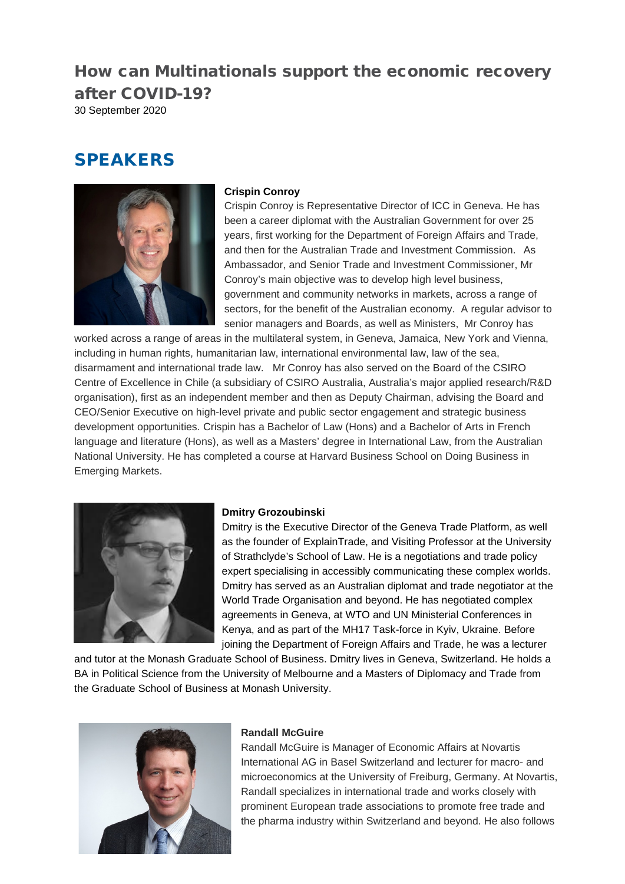# How can Multinationals support the economic recovery after COVID-19?

30 September 2020

## SPEAKERS

**Crispin Conroy**

Crispin Conroy is Representative Director of ICC in Geneva. He has been a career diplomat with the Australian Government for over 25 years, first working for the Department of Foreign Affairs and Trade, and then for the Australian Trade and Investment Commission. As Ambassador, and Senior Trade and Investment Commissioner, Mr Conroy's main objective was to develop high level business, government and community networks in markets, across a range of sectors, for the benefit of the Australian economy. A regular advisor to senior managers and Boards, as well as Ministers, Mr Conroy has worked across a range of areas in the multilateral system, in Geneva, Jamaica, New York and Vienna, including in human rights, humanitarian law, international environmental law, law of the sea, disarmament and international trade law. Mr Conroy has also served on the Board of the CSIRO Centre of Excellence in Chile (a subsidiary of CSIRO Australia, Australia's major applied research/R&D organisation), first as an independent member and then as Deputy Chairman, advising the Board and CEO/Senior Executive on high-level private and public sector engagement and strategic business development opportunities. Crispin has a Bachelor of Law (Hons) and a Bachelor of Arts in French language and literature (Hons), as well as a Masters' degree in International Law, from the Australian National University. He has completed a course at Harvard Business School on Doing Business in Emerging Markets.

**Dmitry Grozoubinski**

Dmitry is the Executive Director of the Geneva Trade Platform, as well as the founder of ExplainTrade, and Visiting Professor at the University of Strathclyde's School of Law. He is a negotiations and trade policy expert specialising in accessibly communicating these complex worlds. Dmitry has served as an Australian diplomat and trade negotiator at the World Trade Organisation and beyond. He has negotiated complex agreements in Geneva, at WTO and UN Ministerial Conferences in Kenya, and as part of the MH17 Task-force in Kyiv, Ukraine. Before joining the Department of Foreign Affairs and Trade, he was a lecturer and tutor at the Monash Graduate School of Business. Dmitry lives in Geneva, Switzerland. He holds a BA in Political Science from the University of Melbourne and a Masters of Diplomacy and Trade from the Graduate School of Business at Monash University.

**Randall McGuire**

Randall McGuire is Manager of Economic Affairs at Novartis International AG in Basel Switzerland and lecturer for macro- and microeconomics at the University of Freiburg, Germany. At Novartis, Randall specializes in international trade and works closely with prominent European trade associations to promote free trade and the pharma industry within Switzerland and beyond. He also follows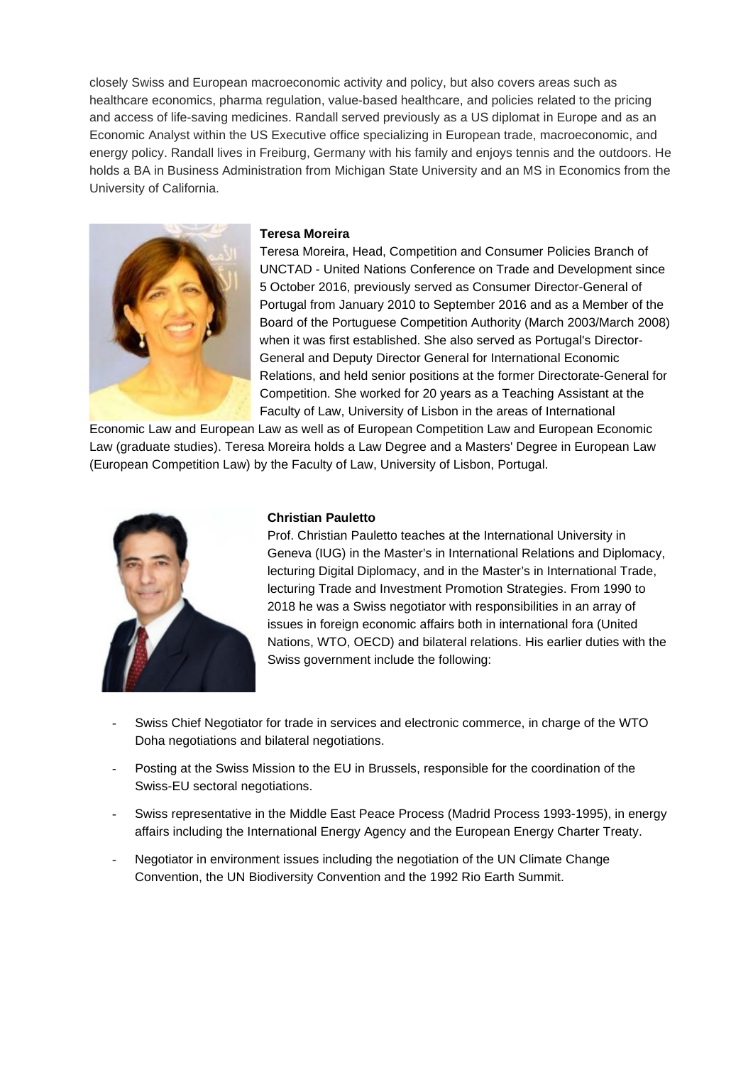closely Swiss and European macroeconomic activity and policy, but also covers areas such as healthcare economics, pharma regulation, value-based healthcare, and policies related to the pricing and access of life-saving medicines. Randall served previously as a US diplomat in Europe and as an Economic Analyst within the US Executive office specializing in European trade, macroeconomic, and energy policy. Randall lives in Freiburg, Germany with his family and enjoys tennis and the outdoors. He holds a BA in Business Administration from Michigan State University and an MS in Economics from the University of California.

**Teresa Moreira**

Teresa Moreira, Head, Competition and Consumer Policies Branch of UNCTAD - United Nations Conference on Trade and Development since 5 October 2016, previously served as Consumer Director-General of Portugal from January 2010 to September 2016 and as a Member of the Board of the Portuguese Competition Authority (March 2003/March 2008) when it was first established. She also served as Portugal's Director-General and Deputy Director General for International Economic Relations, and held senior positions at the former Directorate-General for Competition. She worked for 20 years as a Teaching Assistant at the Faculty of Law, University of Lisbon in the areas of International Economic Law and European Law as well as of European Competition Law and European Economic Law (graduate studies). Teresa Moreira holds a Law Degree and a Masters' Degree in European Law (European Competition Law) by the Faculty of Law, University of Lisbon, Portugal.

**Christian Pauletto**

Prof. Christian Pauletto teaches at the International University in Geneva (IUG) in the Master's in International Relations and Diplomacy, lecturing Digital Diplomacy, and in the Master's in International Trade, lecturing Trade and Investment Promotion Strategies. From 1990 to 2018 he was a Swiss negotiator with responsibilities in an array of issues in foreign economic affairs both in international fora (United Nations, WTO, OECD) and bilateral relations. His earlier duties with the Swiss government include the following:

- Swiss Chief Negotiator for trade in services and electronic commerce, in charge of the WTO Doha negotiations and bilateral negotiations.
- Posting at the Swiss Mission to the EU in Brussels, responsible for the coordination of the Swiss-EU sectoral negotiations.
- Swiss representative in the Middle East Peace Process (Madrid Process 1993-1995), in energy affairs including the International Energy Agency and the European Energy Charter Treaty.
- Negotiator in environment issues including the negotiation of the UN Climate Change Convention, the UN Biodiversity Convention and the 1992 Rio Earth Summit.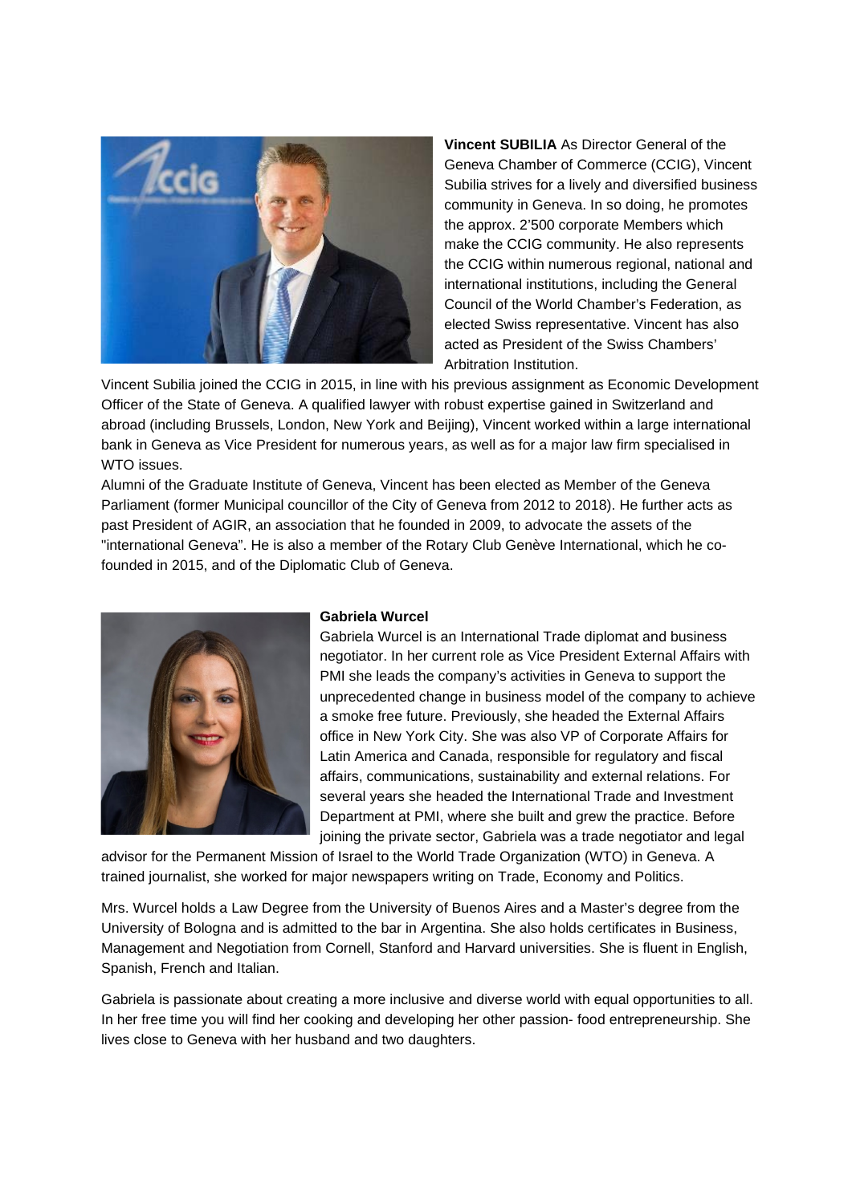**Vincent SUBILIA** As Director General of the Geneva Chamber of Commerce (CCIG), Vincent Subilia strives for a lively and diversified business community in Geneva. In so doing, he promotes the approx. 2'500 corporate Members which make the CCIG community. He also represents the CCIG within numerous regional, national and international institutions, including the General Council of the World Chamber's Federation, as elected Swiss representative. Vincent has also acted as President of the Swiss Chambers' Arbitration Institution.

Vincent Subilia joined the CCIG in 2015, in line with his previous assignment as Economic Development Officer of the State of Geneva. A qualified lawyer with robust expertise gained in Switzerland and abroad (including Brussels, London, New York and Beijing), Vincent worked within a large international bank in Geneva as Vice President for numerous years, as well as for a major law firm specialised in WTO issues.

Alumni of the Graduate Institute of Geneva, Vincent has been elected as Member of the Geneva Parliament (former Municipal councillor of the City of Geneva from 2012 to 2018). He further acts as past President of AGIR, an association that he founded in 2009, to advocate the assets of the "international Geneva". He is also a member of the Rotary Club Genève International, which he co-founded in 2015, and of the Diplomatic Club of Geneva.

**Gabriela Wurcel**

Gabriela Wurcel is an International Trade diplomat and business negotiator. In her current role as Vice President External Affairs with PMI she leads the company's activities in Geneva to support the unprecedented change in business model of the company to achieve a smoke free future. Previously, she headed the External Affairs office in New York City. She was also VP of Corporate Affairs for Latin America and Canada, responsible for regulatory and fiscal affairs, communications, sustainability and external relations. For several years she headed the International Trade and Investment Department at PMI, where she built and grew the practice. Before joining the private sector, Gabriela was a trade negotiator and legal advisor for the Permanent Mission of Israel to the World Trade Organization (WTO) in Geneva. A trained journalist, she worked for major newspapers writing on Trade, Economy and Politics.

Mrs. Wurcel holds a Law Degree from the University of Buenos Aires and a Master's degree from the University of Bologna and is admitted to the bar in Argentina. She also holds certificates in Business, Management and Negotiation from Cornell, Stanford and Harvard universities. She is fluent in English, Spanish, French and Italian.

Gabriela is passionate about creating a more inclusive and diverse world with equal opportunities to all. In her free time you will find her cooking and developing her other passion- food entrepreneurship. She lives close to Geneva with her husband and two daughters.